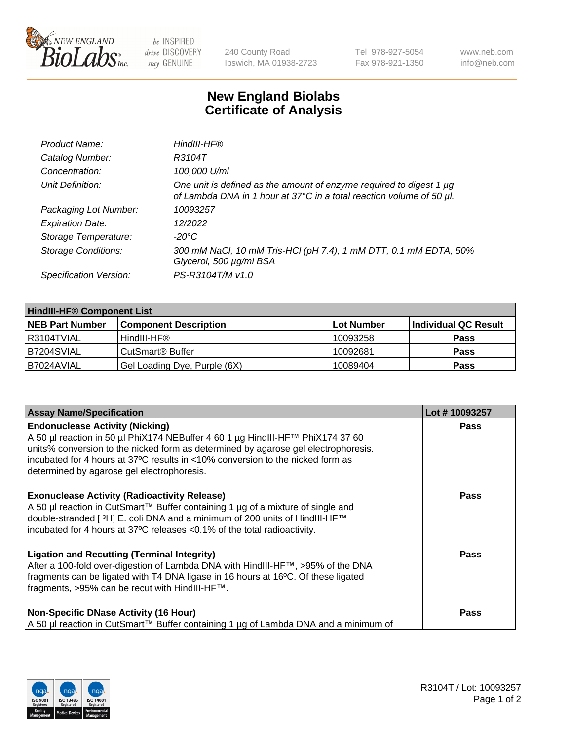240 County Road
Ipswich, MA 01938-2723

Tel 978-927-5054
Fax 978-921-1350

www.neb.com
info@neb.com

# New England Biolabs Certificate of Analysis

| | |
|---|---|
| *Product Name:* | *HindIII-HF®* |
| *Catalog Number:* | *R3104T* |
| *Concentration:* | *100,000 U/ml* |
| *Unit Definition:* | *One unit is defined as the amount of enzyme required to digest 1 µg of Lambda DNA in 1 hour at 37°C in a total reaction volume of 50 µl.* |
| *Packaging Lot Number:* | *10093257* |
| *Expiration Date:* | *12/2022* |
| *Storage Temperature:* | *-20°C* |
| *Storage Conditions:* | *300 mM NaCl, 10 mM Tris-HCl (pH 7.4), 1 mM DTT, 0.1 mM EDTA, 50% Glycerol, 500 µg/ml BSA* |
| *Specification Version:* | *PS-R3104T/M v1.0* |

| HindIII-HF® Component List | | | |
|---|---|---|---|
| **NEB Part Number** | **Component Description** | **Lot Number** | **Individual QC Result** |
| R3104TVIAL | HindIII-HF® | 10093258 | **Pass** |
| B7204SVIAL | CutSmart® Buffer | 10092681 | **Pass** |
| B7024AVIAL | Gel Loading Dye, Purple (6X) | 10089404 | **Pass** |

| Assay Name/Specification | Lot # 10093257 |
|---|---|
| **Endonuclease Activity (Nicking)**<br>A 50 µl reaction in 50 µl PhiX174 NEBuffer 4 60 1 µg HindIII-HF™ PhiX174 37 60 units% conversion to the nicked form as determined by agarose gel electrophoresis. incubated for 4 hours at 37ºC results in <10% conversion to the nicked form as determined by agarose gel electrophoresis. | **Pass** |
| **Exonuclease Activity (Radioactivity Release)**<br>A 50 µl reaction in CutSmart™ Buffer containing 1 µg of a mixture of single and double-stranded [ ³H] E. coli DNA and a minimum of 200 units of HindIII-HF™ incubated for 4 hours at 37ºC releases <0.1% of the total radioactivity. | **Pass** |
| **Ligation and Recutting (Terminal Integrity)**<br>After a 100-fold over-digestion of Lambda DNA with HindIII-HF™, >95% of the DNA fragments can be ligated with T4 DNA ligase in 16 hours at 16ºC. Of these ligated fragments, >95% can be recut with HindIII-HF™. | **Pass** |
| **Non-Specific DNase Activity (16 Hour)**<br>A 50 µl reaction in CutSmart™ Buffer containing 1 µg of Lambda DNA and a minimum of | **Pass** |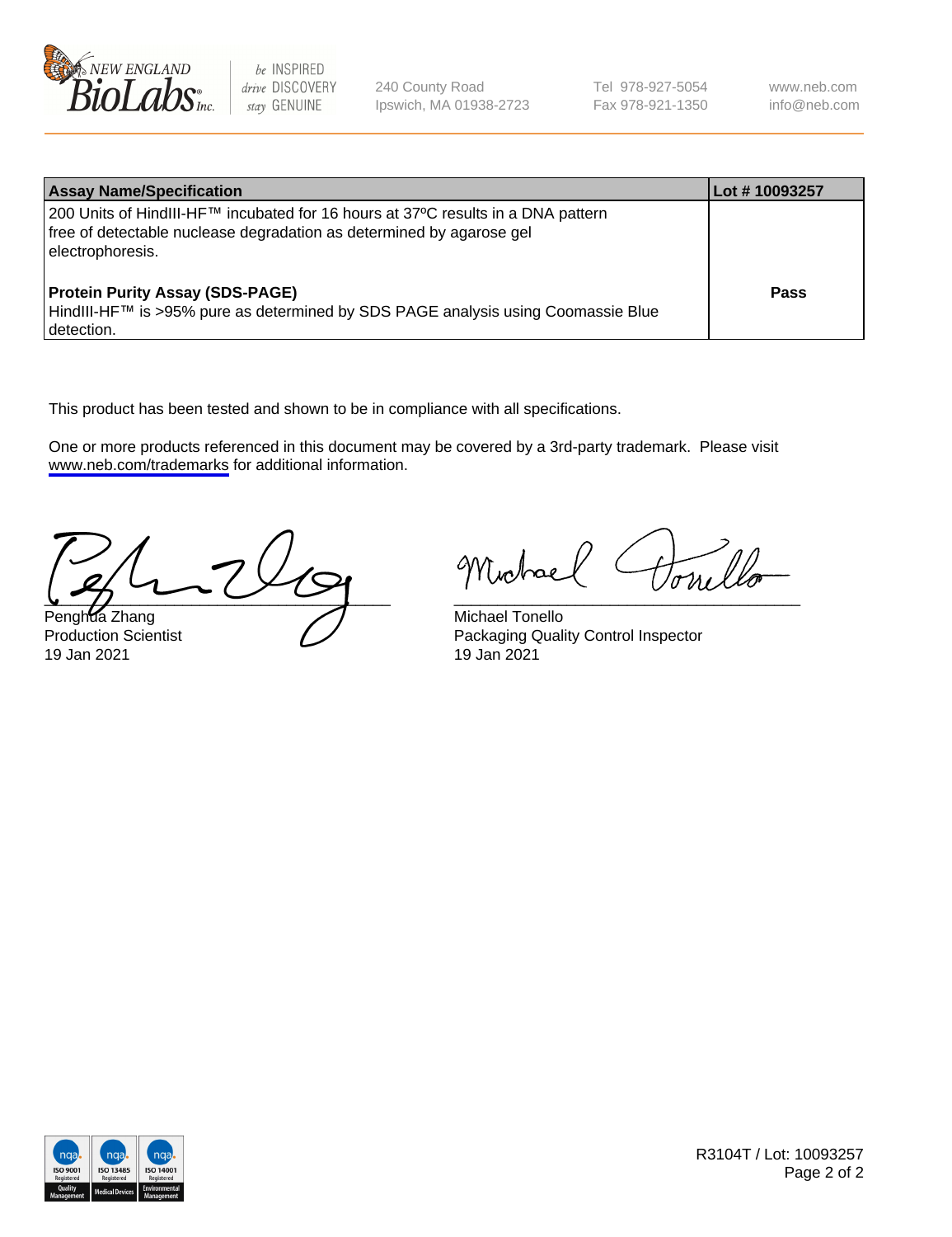| Assay Name/Specification | Lot # 10093257 |
| --- | --- |
| 200 Units of HindIII-HF™ incubated for 16 hours at 37ºC results in a DNA pattern free of detectable nuclease degradation as determined by agarose gel electrophoresis. | |
| **Protein Purity Assay (SDS-PAGE)**<br>HindIII-HF™ is >95% pure as determined by SDS PAGE analysis using Coomassie Blue detection. | **Pass** |

This product has been tested and shown to be in compliance with all specifications.

One or more products referenced in this document may be covered by a 3rd-party trademark. Please visit www.neb.com/trademarks for additional information.

Penghua Zhang
Production Scientist
19 Jan 2021

Michael Tonello
Packaging Quality Control Inspector
19 Jan 2021

R3104T / Lot: 10093257